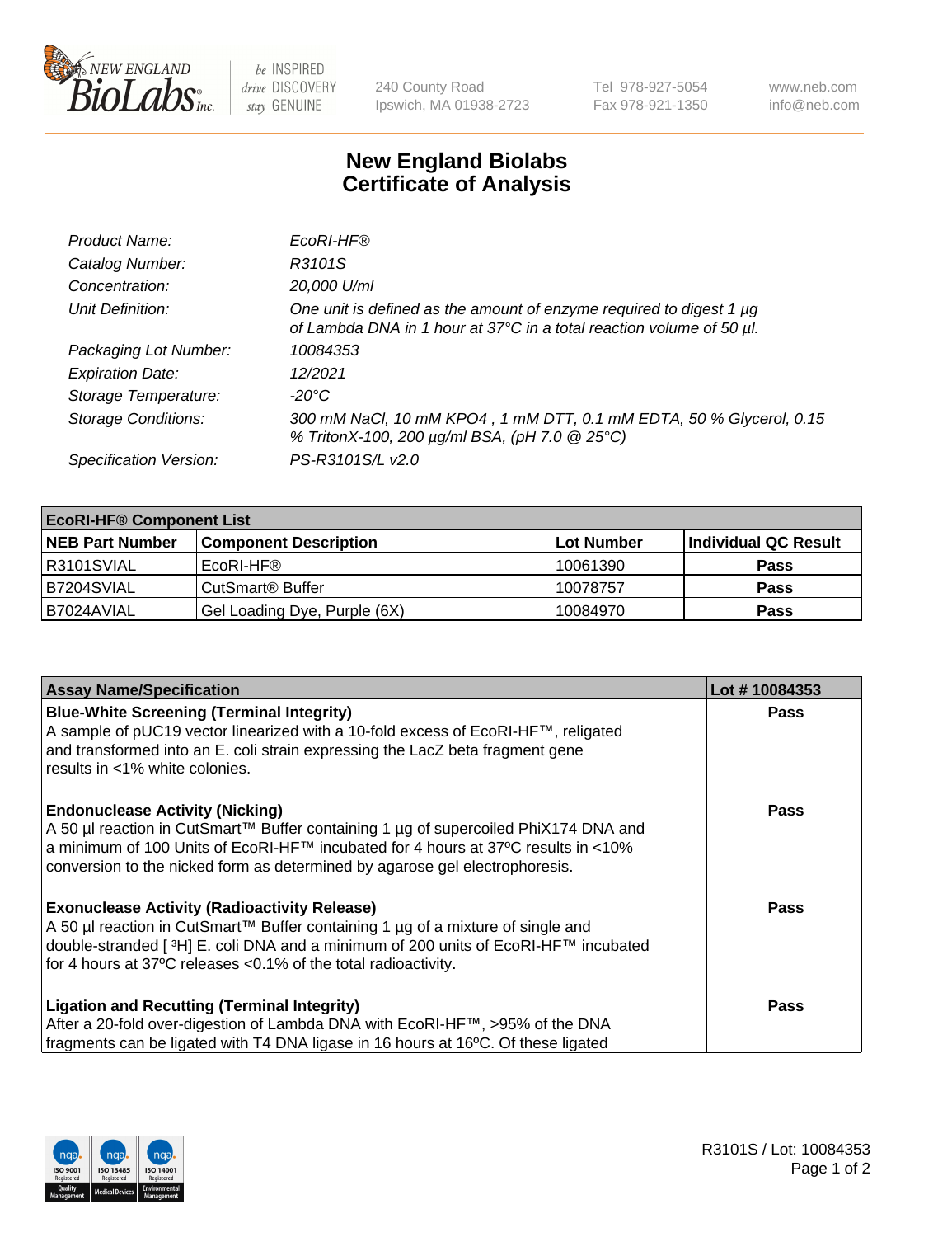# New England Biolabs
## Certificate of Analysis

| | |
|---|---|
| *Product Name:* | *EcoRI-HF®* |
| *Catalog Number:* | *R3101S* |
| *Concentration:* | *20,000 U/ml* |
| *Unit Definition:* | *One unit is defined as the amount of enzyme required to digest 1 µg of Lambda DNA in 1 hour at 37°C in a total reaction volume of 50 µl.* |
| *Packaging Lot Number:* | *10084353* |
| *Expiration Date:* | *12/2021* |
| *Storage Temperature:* | *-20°C* |
| *Storage Conditions:* | *300 mM NaCl, 10 mM KPO4 , 1 mM DTT, 0.1 mM EDTA, 50 % Glycerol, 0.15 % TritonX-100, 200 µg/ml BSA, (pH 7.0 @ 25°C)* |
| *Specification Version:* | *PS-R3101S/L v2.0* |

| **EcoRI-HF® Component List** | | | |
|---|---|---|---|
| **NEB Part Number** | **Component Description** | **Lot Number** | **Individual QC Result** |
| R3101SVIAL | EcoRI-HF® | 10061390 | **Pass** |
| B7204SVIAL | CutSmart® Buffer | 10078757 | **Pass** |
| B7024AVIAL | Gel Loading Dye, Purple (6X) | 10084970 | **Pass** |

| **Assay Name/Specification** | **Lot # 10084353** |
|---|---|
| **Blue-White Screening (Terminal Integrity)** A sample of pUC19 vector linearized with a 10-fold excess of EcoRI-HF™, religated and transformed into an E. coli strain expressing the LacZ beta fragment gene results in <1% white colonies. | **Pass** |
| **Endonuclease Activity (Nicking)** A 50 µl reaction in CutSmart™ Buffer containing 1 µg of supercoiled PhiX174 DNA and a minimum of 100 Units of EcoRI-HF™ incubated for 4 hours at 37ºC results in <10% conversion to the nicked form as determined by agarose gel electrophoresis. | **Pass** |
| **Exonuclease Activity (Radioactivity Release)** A 50 µl reaction in CutSmart™ Buffer containing 1 µg of a mixture of single and double-stranded [ $^3$H] E. coli DNA and a minimum of 200 units of EcoRI-HF™ incubated for 4 hours at 37ºC releases <0.1% of the total radioactivity. | **Pass** |
| **Ligation and Recutting (Terminal Integrity)** After a 20-fold over-digestion of Lambda DNA with EcoRI-HF™, >95% of the DNA fragments can be ligated with T4 DNA ligase in 16 hours at 16ºC. Of these ligated | **Pass** |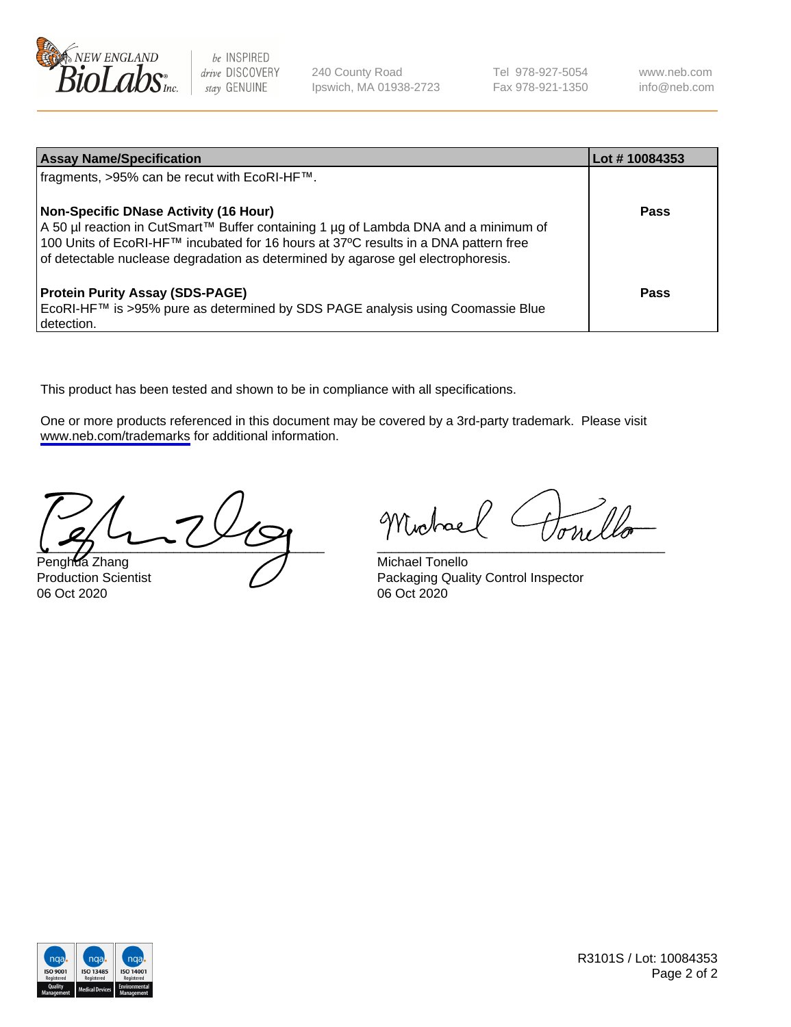| Assay Name/Specification | Lot # 10084353 |
|---|---|
| fragments, >95% can be recut with EcoRI-HF™. | |
| **Non-Specific DNase Activity (16 Hour)**<br>A 50 µl reaction in CutSmart™ Buffer containing 1 µg of Lambda DNA and a minimum of 100 Units of EcoRI-HF™ incubated for 16 hours at 37ºC results in a DNA pattern free of detectable nuclease degradation as determined by agarose gel electrophoresis. | **Pass** |
| **Protein Purity Assay (SDS-PAGE)**<br>EcoRI-HF™ is >95% pure as determined by SDS PAGE analysis using Coomassie Blue detection. | **Pass** |

This product has been tested and shown to be in compliance with all specifications.

One or more products referenced in this document may be covered by a 3rd-party trademark. Please visit www.neb.com/trademarks for additional information.

Penghua Zhang
Production Scientist
06 Oct 2020

Michael Tonello
Packaging Quality Control Inspector
06 Oct 2020

R3101S / Lot: 10084353